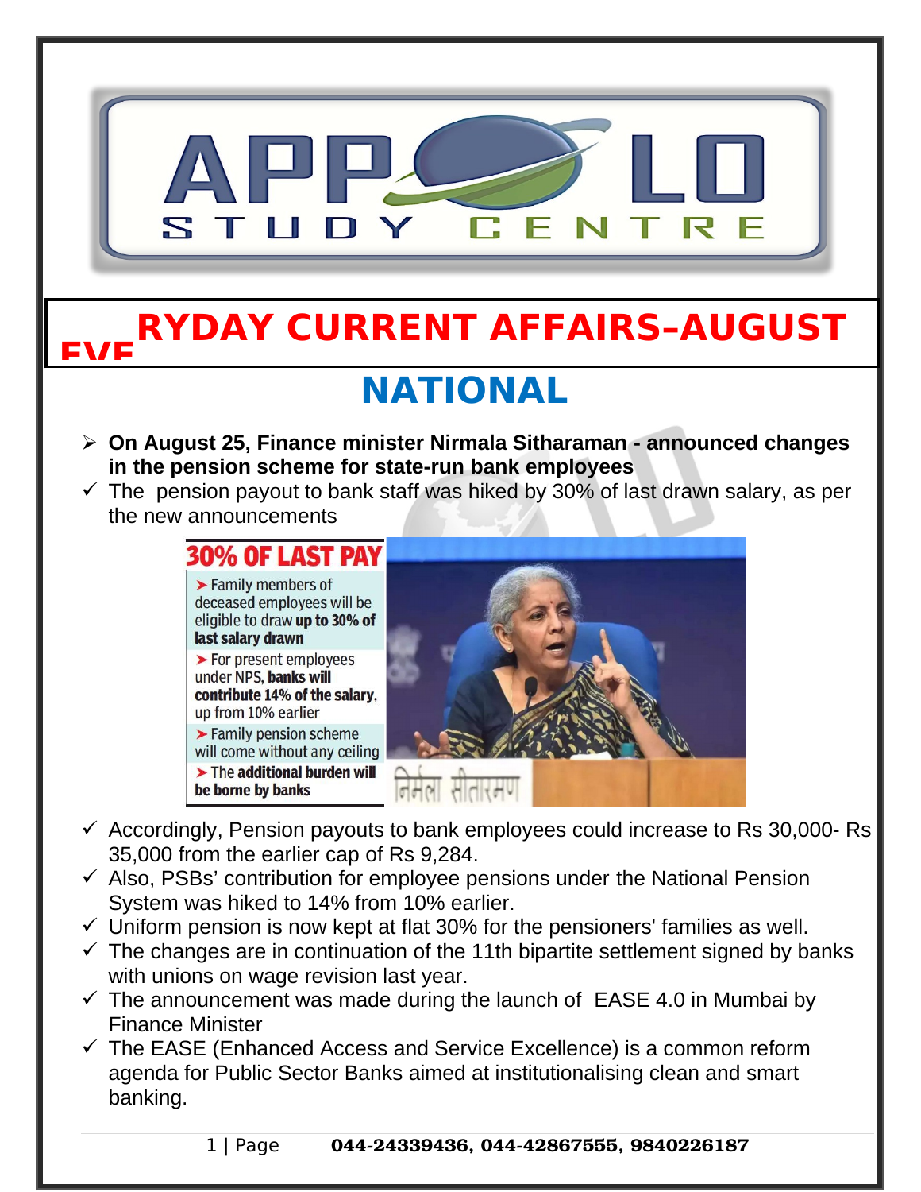# EVERYDAY CURRENT AFFAIRS–AUGUST

## NATIONAL

- **On August 25, Finance minister Nirmala Sitharaman - announced changes in the pension scheme for state-run bank employees**
- ✓ The pension payout to bank staff was hiked by 30% of last drawn salary, as per the new announcements

**30% OF LAST PAY**

- Family members of deceased employees will be eligible to draw **up to 30% of last salary drawn**
- For present employees under NPS, **banks will contribute 14% of the salary,** up from 10% earlier
- Family pension scheme will come without any ceiling
- The **additional burden will be borne by banks**

- ✓ Accordingly, Pension payouts to bank employees could increase to Rs 30,000- Rs 35,000 from the earlier cap of Rs 9,284.
- ✓ Also, PSBs' contribution for employee pensions under the National Pension System was hiked to 14% from 10% earlier.
- ✓ Uniform pension is now kept at flat 30% for the pensioners' families as well.
- ✓ The changes are in continuation of the 11th bipartite settlement signed by banks with unions on wage revision last year.
- ✓ The announcement was made during the launch of EASE 4.0 in Mumbai by Finance Minister
- ✓ The EASE (Enhanced Access and Service Excellence) is a common reform agenda for Public Sector Banks aimed at institutionalising clean and smart banking.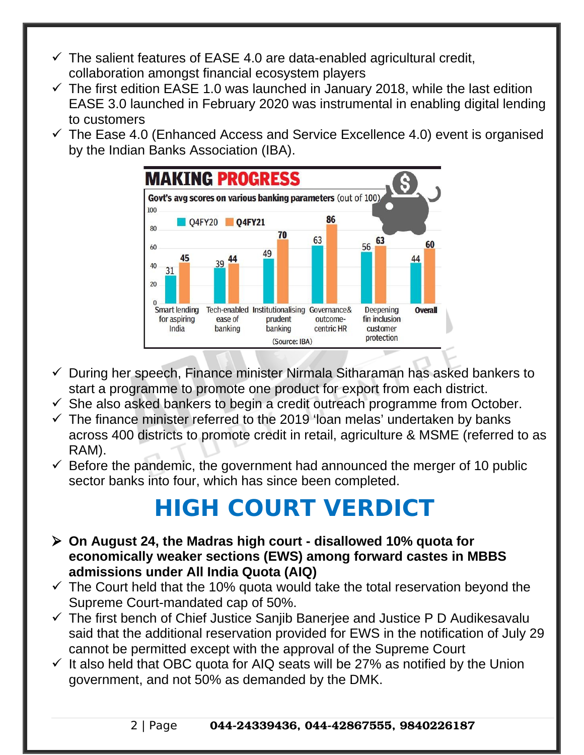- ✓ The salient features of EASE 4.0 are data-enabled agricultural credit, collaboration amongst financial ecosystem players
- ✓ The first edition EASE 1.0 was launched in January 2018, while the last edition EASE 3.0 launched in February 2020 was instrumental in enabling digital lending to customers
- ✓ The Ease 4.0 (Enhanced Access and Service Excellence 4.0) event is organised by the Indian Banks Association (IBA).

**MAKING PROGRESS**

**Govt's avg scores on various banking parameters** (out of 100)

| Parameter | Q4FY20 | Q4FY21 |
|---|---|---|
| Smart lending for aspiring India | 31 | 45 |
| Tech-enabled ease of banking | 39 | 44 |
| Institutionalising prudent banking | 49 | 70 |
| Governance& outcome-centric HR | 63 | 86 |
| Deepening fin inclusion customer protection | 56 | 63 |
| **Overall** | 44 | 60 |

(Source: IBA)

- ✓ During her speech, Finance minister Nirmala Sitharaman has asked bankers to start a programme to promote one product for export from each district.
- ✓ She also asked bankers to begin a credit outreach programme from October.
- ✓ The finance minister referred to the 2019 'loan melas' undertaken by banks across 400 districts to promote credit in retail, agriculture & MSME (referred to as RAM).
- ✓ Before the pandemic, the government had announced the merger of 10 public sector banks into four, which has since been completed.

# HIGH COURT VERDICT

- ➢ **On August 24, the Madras high court - disallowed 10% quota for economically weaker sections (EWS) among forward castes in MBBS admissions under All India Quota (AIQ)**
- ✓ The Court held that the 10% quota would take the total reservation beyond the Supreme Court-mandated cap of 50%.
- ✓ The first bench of Chief Justice Sanjib Banerjee and Justice P D Audikesavalu said that the additional reservation provided for EWS in the notification of July 29 cannot be permitted except with the approval of the Supreme Court
- ✓ It also held that OBC quota for AIQ seats will be 27% as notified by the Union government, and not 50% as demanded by the DMK.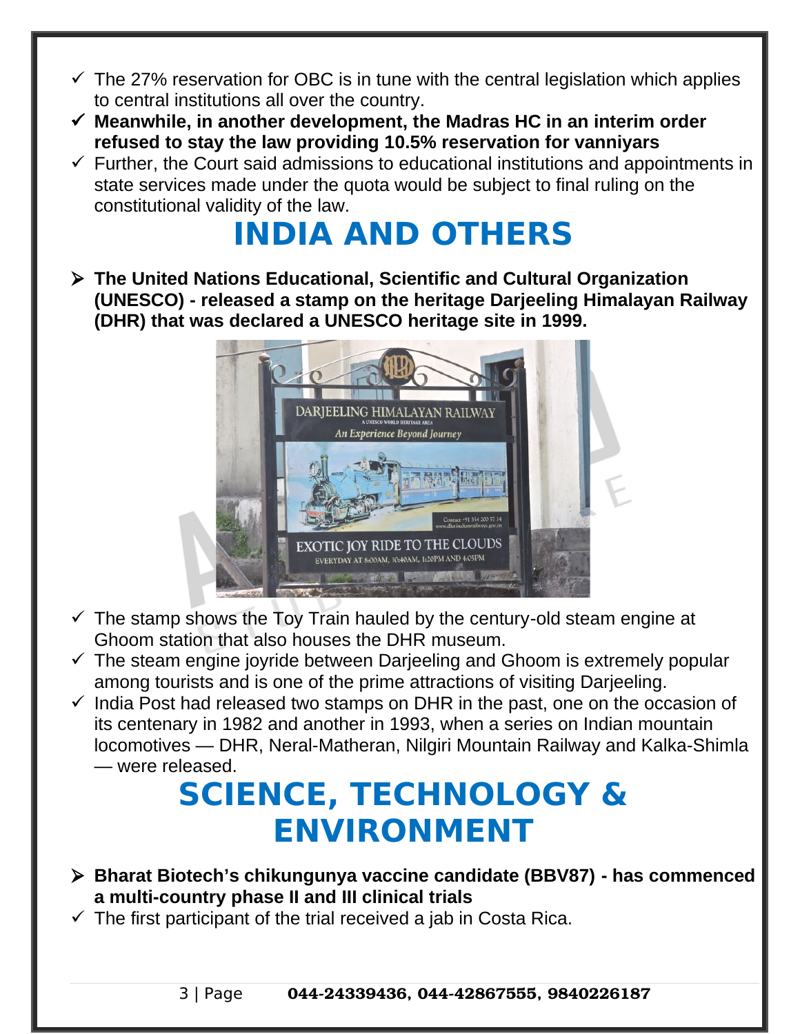- ✓ The 27% reservation for OBC is in tune with the central legislation which applies to central institutions all over the country.
- ✓ **Meanwhile, in another development, the Madras HC in an interim order refused to stay the law providing 10.5% reservation for vanniyars**
- ✓ Further, the Court said admissions to educational institutions and appointments in state services made under the quota would be subject to final ruling on the constitutional validity of the law.

# INDIA AND OTHERS

- ➢ **The United Nations Educational, Scientific and Cultural Organization (UNESCO) - released a stamp on the heritage Darjeeling Himalayan Railway (DHR) that was declared a UNESCO heritage site in 1999.**

- ✓ The stamp shows the Toy Train hauled by the century-old steam engine at Ghoom station that also houses the DHR museum.
- ✓ The steam engine joyride between Darjeeling and Ghoom is extremely popular among tourists and is one of the prime attractions of visiting Darjeeling.
- ✓ India Post had released two stamps on DHR in the past, one on the occasion of its centenary in 1982 and another in 1993, when a series on Indian mountain locomotives — DHR, Neral-Matheran, Nilgiri Mountain Railway and Kalka-Shimla — were released.

# SCIENCE, TECHNOLOGY & ENVIRONMENT

- ➢ **Bharat Biotech's chikungunya vaccine candidate (BBV87) - has commenced a multi-country phase II and III clinical trials**
- ✓ The first participant of the trial received a jab in Costa Rica.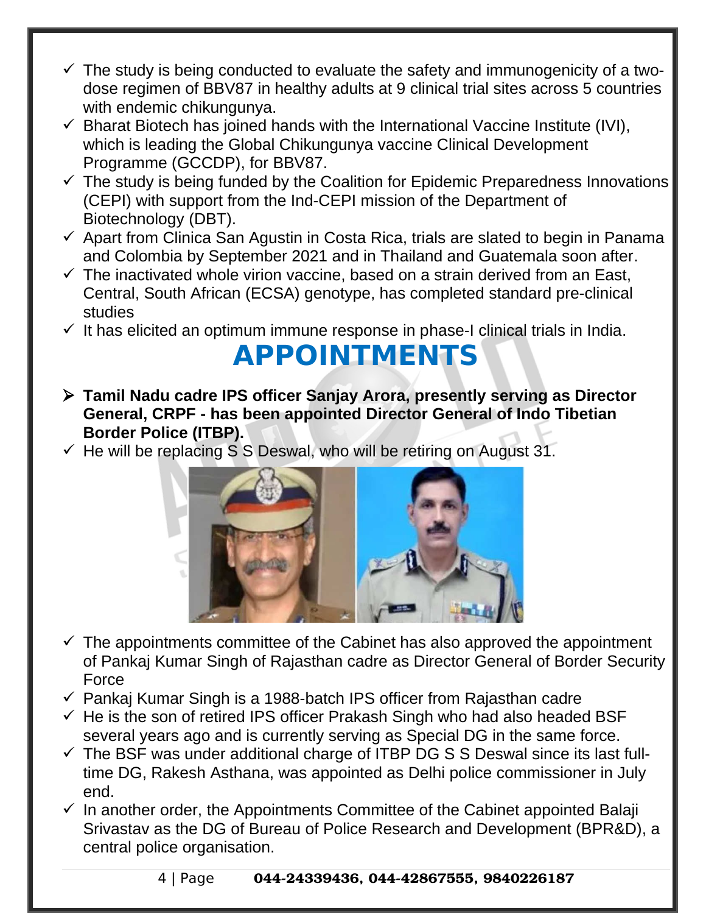- The study is being conducted to evaluate the safety and immunogenicity of a two-dose regimen of BBV87 in healthy adults at 9 clinical trial sites across 5 countries with endemic chikungunya.
- Bharat Biotech has joined hands with the International Vaccine Institute (IVI), which is leading the Global Chikungunya vaccine Clinical Development Programme (GCCDP), for BBV87.
- The study is being funded by the Coalition for Epidemic Preparedness Innovations (CEPI) with support from the Ind-CEPI mission of the Department of Biotechnology (DBT).
- Apart from Clinica San Agustin in Costa Rica, trials are slated to begin in Panama and Colombia by September 2021 and in Thailand and Guatemala soon after.
- The inactivated whole virion vaccine, based on a strain derived from an East, Central, South African (ECSA) genotype, has completed standard pre-clinical studies
- It has elicited an optimum immune response in phase-I clinical trials in India.

# APPOINTMENTS

- **Tamil Nadu cadre IPS officer Sanjay Arora, presently serving as Director General, CRPF - has been appointed Director General of Indo Tibetian Border Police (ITBP).**
- He will be replacing S S Deswal, who will be retiring on August 31.
- The appointments committee of the Cabinet has also approved the appointment of Pankaj Kumar Singh of Rajasthan cadre as Director General of Border Security Force
- Pankaj Kumar Singh is a 1988-batch IPS officer from Rajasthan cadre
- He is the son of retired IPS officer Prakash Singh who had also headed BSF several years ago and is currently serving as Special DG in the same force.
- The BSF was under additional charge of ITBP DG S S Deswal since its last full-time DG, Rakesh Asthana, was appointed as Delhi police commissioner in July end.
- In another order, the Appointments Committee of the Cabinet appointed Balaji Srivastav as the DG of Bureau of Police Research and Development (BPR&D), a central police organisation.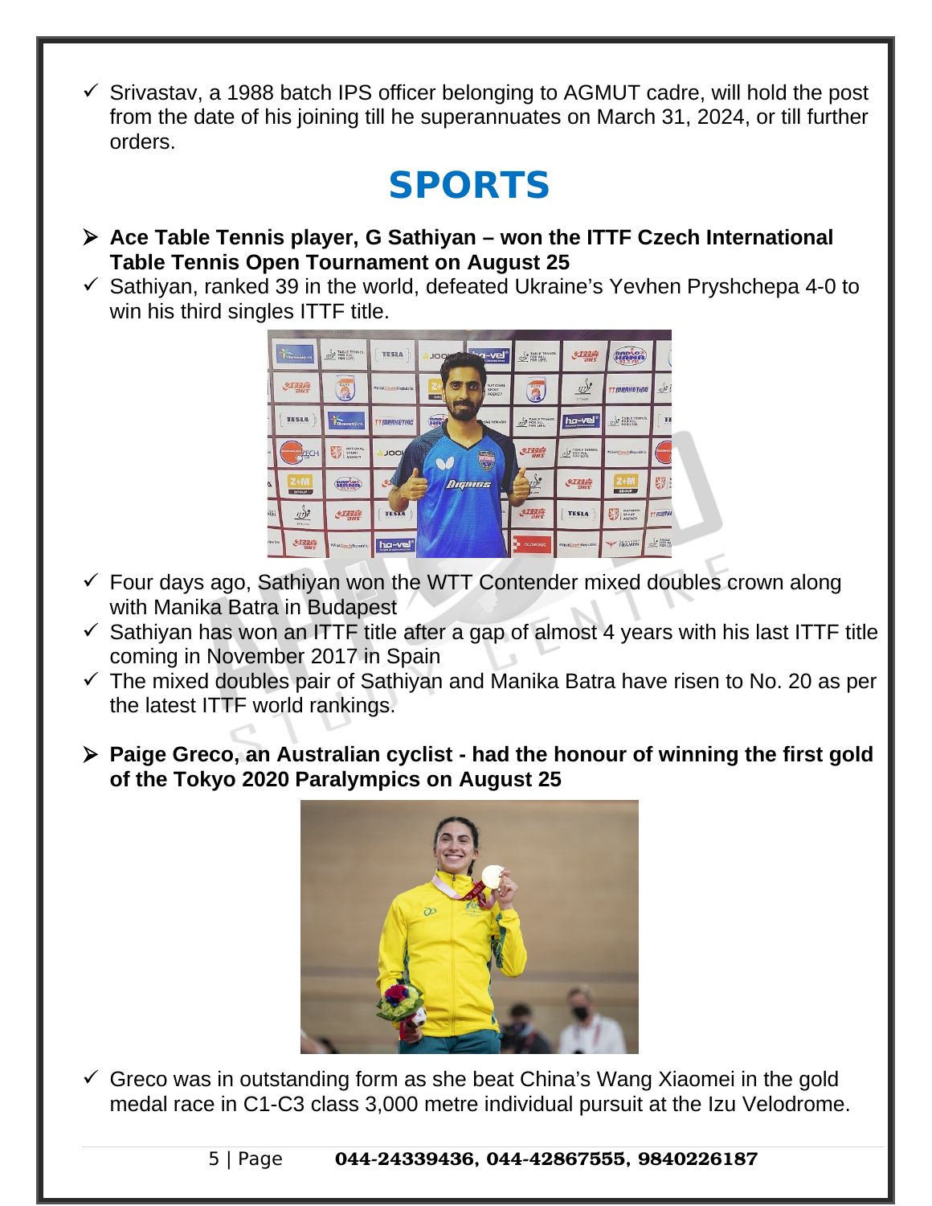- ✓ Srivastav, a 1988 batch IPS officer belonging to AGMUT cadre, will hold the post from the date of his joining till he superannuates on March 31, 2024, or till further orders.

# SPORTS

- **Ace Table Tennis player, G Sathiyan – won the ITTF Czech International Table Tennis Open Tournament on August 25**
- ✓ Sathiyan, ranked 39 in the world, defeated Ukraine's Yevhen Pryshchepa 4-0 to win his third singles ITTF title.
- ✓ Four days ago, Sathiyan won the WTT Contender mixed doubles crown along with Manika Batra in Budapest
- ✓ Sathiyan has won an ITTF title after a gap of almost 4 years with his last ITTF title coming in November 2017 in Spain
- ✓ The mixed doubles pair of Sathiyan and Manika Batra have risen to No. 20 as per the latest ITTF world rankings.

- **Paige Greco, an Australian cyclist - had the honour of winning the first gold of the Tokyo 2020 Paralympics on August 25**
- ✓ Greco was in outstanding form as she beat China's Wang Xiaomei in the gold medal race in C1-C3 class 3,000 metre individual pursuit at the Izu Velodrome.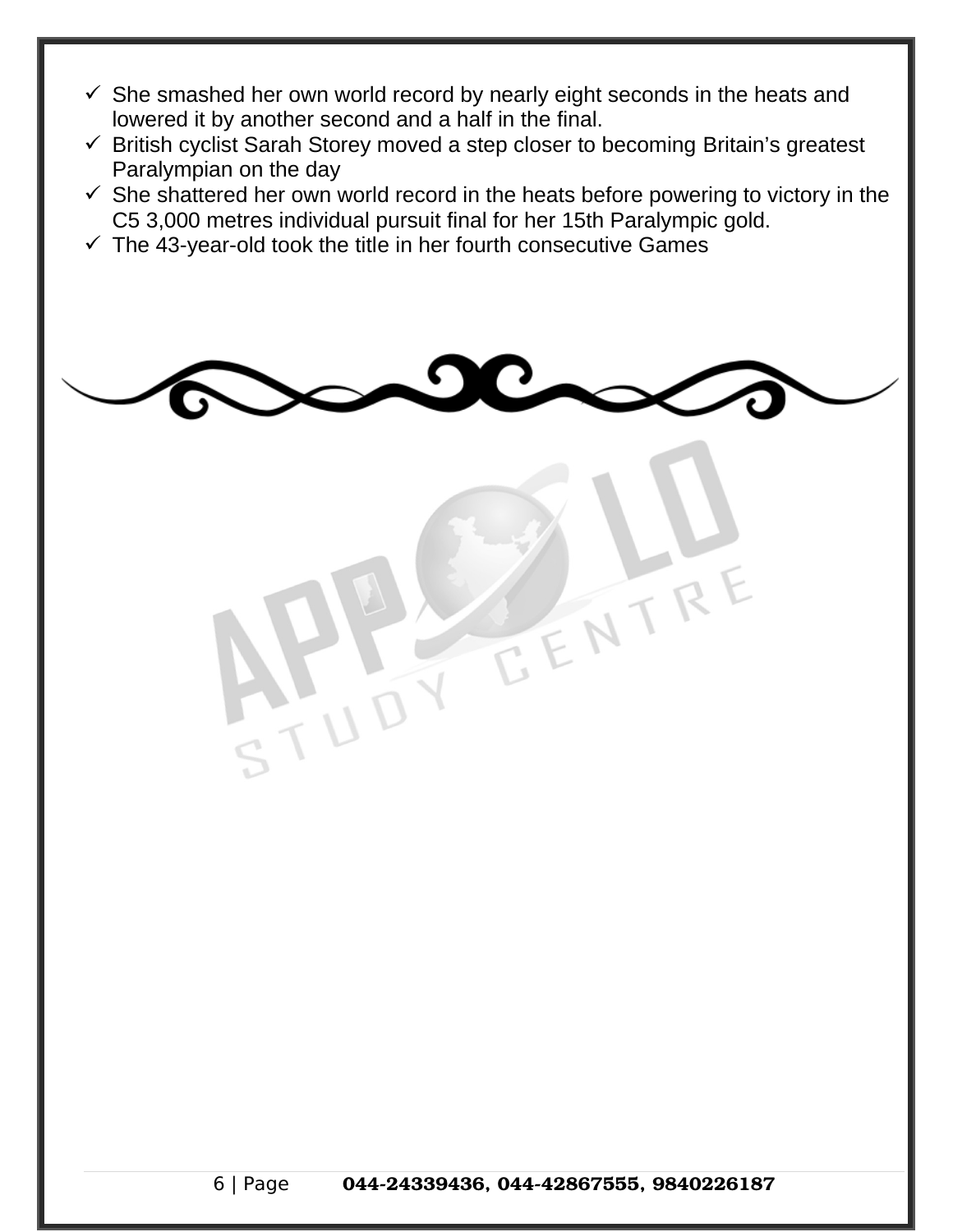- She smashed her own world record by nearly eight seconds in the heats and lowered it by another second and a half in the final.
- British cyclist Sarah Storey moved a step closer to becoming Britain's greatest Paralympian on the day
- She shattered her own world record in the heats before powering to victory in the C5 3,000 metres individual pursuit final for her 15th Paralympic gold.
- The 43-year-old took the title in her fourth consecutive Games